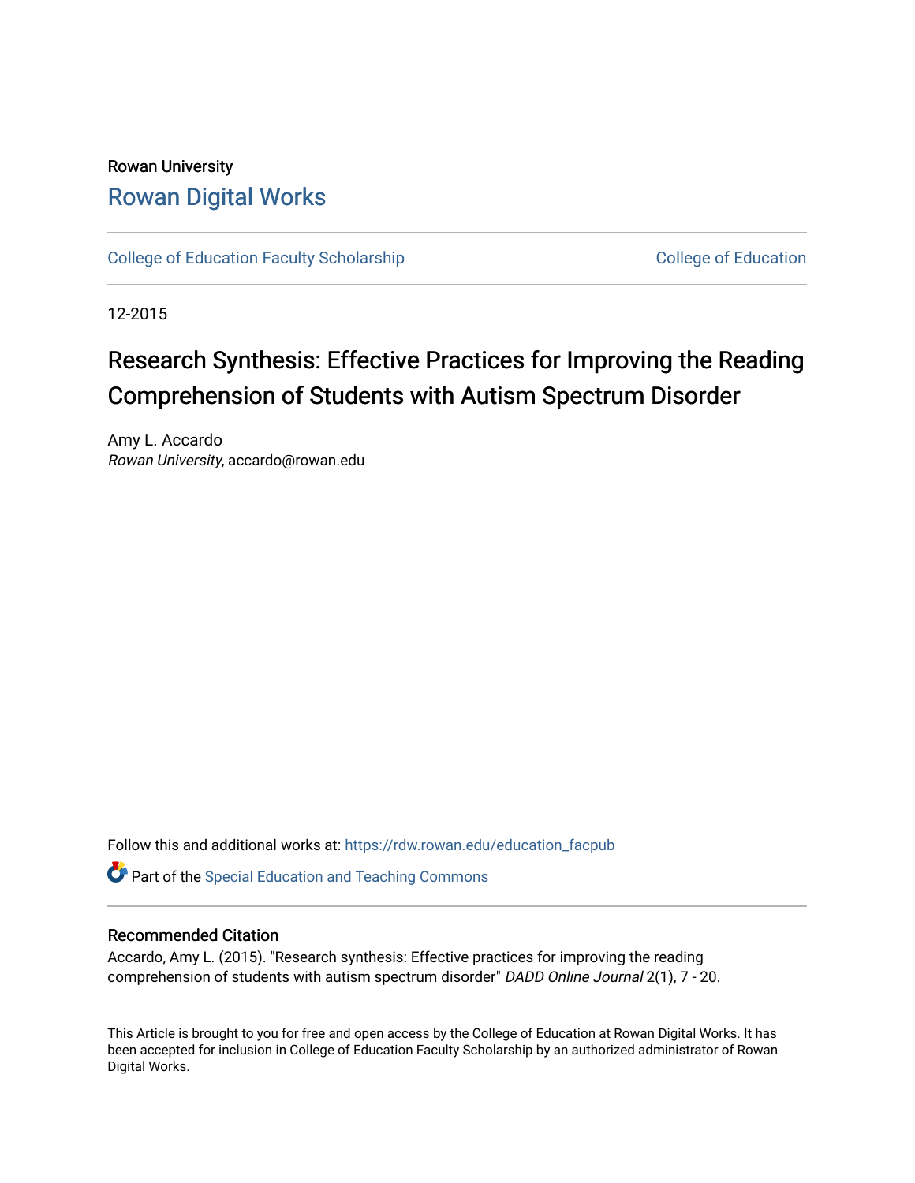Rowan University

# Rowan Digital Works

College of Education Faculty Scholarship | College of Education

12-2015

# Research Synthesis: Effective Practices for Improving the Reading Comprehension of Students with Autism Spectrum Disorder

Amy L. Accardo
*Rowan University*, accardo@rowan.edu

Follow this and additional works at: https://rdw.rowan.edu/education_facpub

Part of the Special Education and Teaching Commons

## Recommended Citation

Accardo, Amy L. (2015). "Research synthesis: Effective practices for improving the reading comprehension of students with autism spectrum disorder" *DADD Online Journal* 2(1), 7 - 20.

This Article is brought to you for free and open access by the College of Education at Rowan Digital Works. It has been accepted for inclusion in College of Education Faculty Scholarship by an authorized administrator of Rowan Digital Works.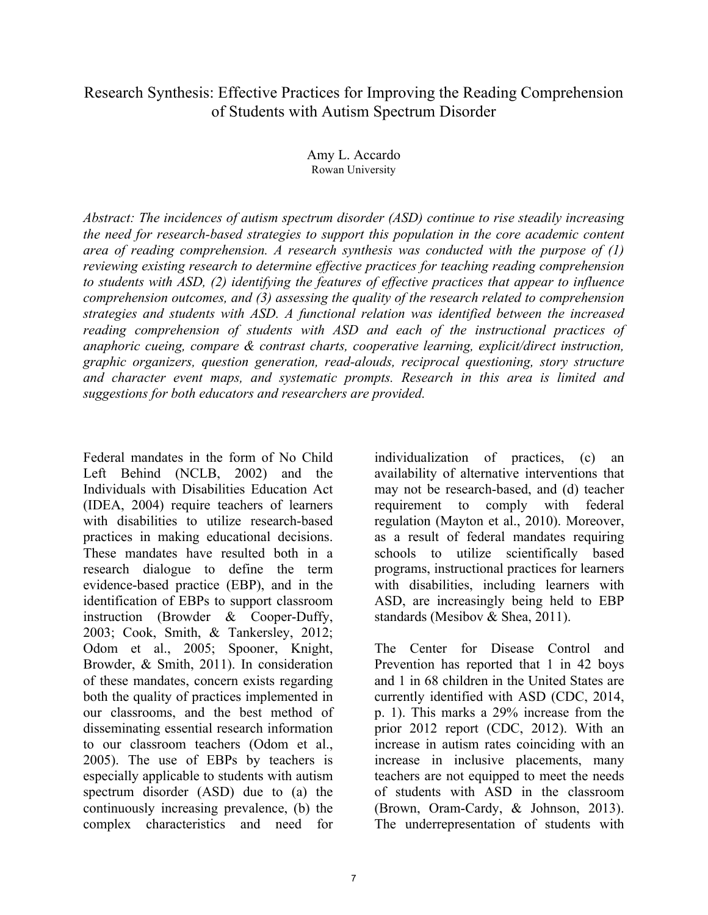# Research Synthesis: Effective Practices for Improving the Reading Comprehension of Students with Autism Spectrum Disorder

Amy L. Accardo  
Rowan University

*Abstract: The incidences of autism spectrum disorder (ASD) continue to rise steadily increasing the need for research-based strategies to support this population in the core academic content area of reading comprehension. A research synthesis was conducted with the purpose of (1) reviewing existing research to determine effective practices for teaching reading comprehension to students with ASD, (2) identifying the features of effective practices that appear to influence comprehension outcomes, and (3) assessing the quality of the research related to comprehension strategies and students with ASD. A functional relation was identified between the increased reading comprehension of students with ASD and each of the instructional practices of anaphoric cueing, compare & contrast charts, cooperative learning, explicit/direct instruction, graphic organizers, question generation, read-alouds, reciprocal questioning, story structure and character event maps, and systematic prompts. Research in this area is limited and suggestions for both educators and researchers are provided.*

Federal mandates in the form of No Child Left Behind (NCLB, 2002) and the Individuals with Disabilities Education Act (IDEA, 2004) require teachers of learners with disabilities to utilize research-based practices in making educational decisions. These mandates have resulted both in a research dialogue to define the term evidence-based practice (EBP), and in the identification of EBPs to support classroom instruction (Browder & Cooper-Duffy, 2003; Cook, Smith, & Tankersley, 2012; Odom et al., 2005; Spooner, Knight, Browder, & Smith, 2011). In consideration of these mandates, concern exists regarding both the quality of practices implemented in our classrooms, and the best method of disseminating essential research information to our classroom teachers (Odom et al., 2005). The use of EBPs by teachers is especially applicable to students with autism spectrum disorder (ASD) due to (a) the continuously increasing prevalence, (b) the complex characteristics and need for individualization of practices, (c) an availability of alternative interventions that may not be research-based, and (d) teacher requirement to comply with federal regulation (Mayton et al., 2010). Moreover, as a result of federal mandates requiring schools to utilize scientifically based programs, instructional practices for learners with disabilities, including learners with ASD, are increasingly being held to EBP standards (Mesibov & Shea, 2011).

The Center for Disease Control and Prevention has reported that 1 in 42 boys and 1 in 68 children in the United States are currently identified with ASD (CDC, 2014, p. 1). This marks a 29% increase from the prior 2012 report (CDC, 2012). With an increase in autism rates coinciding with an increase in inclusive placements, many teachers are not equipped to meet the needs of students with ASD in the classroom (Brown, Oram-Cardy, & Johnson, 2013). The underrepresentation of students with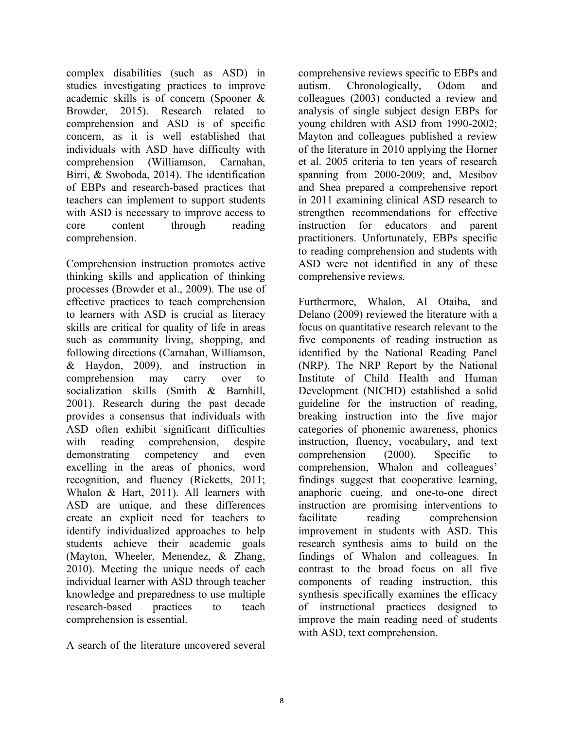complex disabilities (such as ASD) in studies investigating practices to improve academic skills is of concern (Spooner & Browder, 2015). Research related to comprehension and ASD is of specific concern, as it is well established that individuals with ASD have difficulty with comprehension (Williamson, Carnahan, Birri, & Swoboda, 2014). The identification of EBPs and research-based practices that teachers can implement to support students with ASD is necessary to improve access to core content through reading comprehension.

Comprehension instruction promotes active thinking skills and application of thinking processes (Browder et al., 2009). The use of effective practices to teach comprehension to learners with ASD is crucial as literacy skills are critical for quality of life in areas such as community living, shopping, and following directions (Carnahan, Williamson, & Haydon, 2009), and instruction in comprehension may carry over to socialization skills (Smith & Barnhill, 2001). Research during the past decade provides a consensus that individuals with ASD often exhibit significant difficulties with reading comprehension, despite demonstrating competency and even excelling in the areas of phonics, word recognition, and fluency (Ricketts, 2011; Whalon & Hart, 2011). All learners with ASD are unique, and these differences create an explicit need for teachers to identify individualized approaches to help students achieve their academic goals (Mayton, Wheeler, Menendez, & Zhang, 2010). Meeting the unique needs of each individual learner with ASD through teacher knowledge and preparedness to use multiple research-based practices to teach comprehension is essential.

A search of the literature uncovered several comprehensive reviews specific to EBPs and autism. Chronologically, Odom and colleagues (2003) conducted a review and analysis of single subject design EBPs for young children with ASD from 1990-2002; Mayton and colleagues published a review of the literature in 2010 applying the Horner et al. 2005 criteria to ten years of research spanning from 2000-2009; and, Mesibov and Shea prepared a comprehensive report in 2011 examining clinical ASD research to strengthen recommendations for effective instruction for educators and parent practitioners. Unfortunately, EBPs specific to reading comprehension and students with ASD were not identified in any of these comprehensive reviews.

Furthermore, Whalon, Al Otaiba, and Delano (2009) reviewed the literature with a focus on quantitative research relevant to the five components of reading instruction as identified by the National Reading Panel (NRP). The NRP Report by the National Institute of Child Health and Human Development (NICHD) established a solid guideline for the instruction of reading, breaking instruction into the five major categories of phonemic awareness, phonics instruction, fluency, vocabulary, and text comprehension (2000). Specific to comprehension, Whalon and colleagues' findings suggest that cooperative learning, anaphoric cueing, and one-to-one direct instruction are promising interventions to facilitate reading comprehension improvement in students with ASD. This research synthesis aims to build on the findings of Whalon and colleagues. In contrast to the broad focus on all five components of reading instruction, this synthesis specifically examines the efficacy of instructional practices designed to improve the main reading need of students with ASD, text comprehension.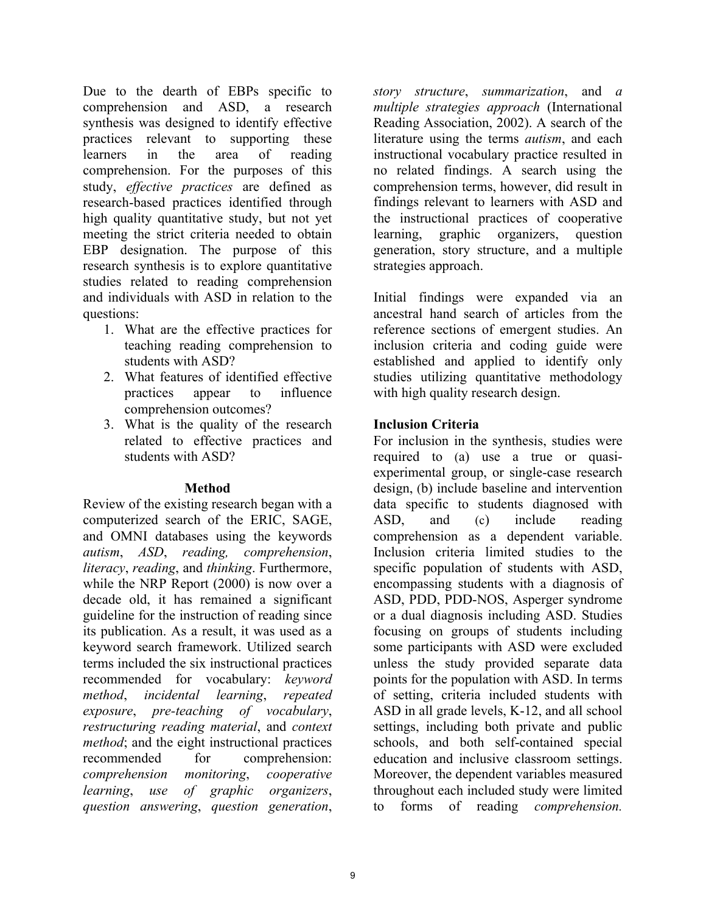Due to the dearth of EBPs specific to comprehension and ASD, a research synthesis was designed to identify effective practices relevant to supporting these learners in the area of reading comprehension. For the purposes of this study, *effective practices* are defined as research-based practices identified through high quality quantitative study, but not yet meeting the strict criteria needed to obtain EBP designation. The purpose of this research synthesis is to explore quantitative studies related to reading comprehension and individuals with ASD in relation to the questions:

1. What are the effective practices for teaching reading comprehension to students with ASD?
2. What features of identified effective practices appear to influence comprehension outcomes?
3. What is the quality of the research related to effective practices and students with ASD?

## Method

Review of the existing research began with a computerized search of the ERIC, SAGE, and OMNI databases using the keywords *autism*, *ASD*, *reading, comprehension*, *literacy*, *reading*, and *thinking*. Furthermore, while the NRP Report (2000) is now over a decade old, it has remained a significant guideline for the instruction of reading since its publication. As a result, it was used as a keyword search framework. Utilized search terms included the six instructional practices recommended for vocabulary: *keyword method*, *incidental learning*, *repeated exposure*, *pre-teaching of vocabulary*, *restructuring reading material*, and *context method*; and the eight instructional practices recommended for comprehension: *comprehension monitoring*, *cooperative learning*, *use of graphic organizers*, *question answering*, *question generation*, *story structure*, *summarization*, and *a multiple strategies approach* (International Reading Association, 2002). A search of the literature using the terms *autism*, and each instructional vocabulary practice resulted in no related findings. A search using the comprehension terms, however, did result in findings relevant to learners with ASD and the instructional practices of cooperative learning, graphic organizers, question generation, story structure, and a multiple strategies approach.

Initial findings were expanded via an ancestral hand search of articles from the reference sections of emergent studies. An inclusion criteria and coding guide were established and applied to identify only studies utilizing quantitative methodology with high quality research design.

### Inclusion Criteria

For inclusion in the synthesis, studies were required to (a) use a true or quasi-experimental group, or single-case research design, (b) include baseline and intervention data specific to students diagnosed with ASD, and (c) include reading comprehension as a dependent variable. Inclusion criteria limited studies to the specific population of students with ASD, encompassing students with a diagnosis of ASD, PDD, PDD-NOS, Asperger syndrome or a dual diagnosis including ASD. Studies focusing on groups of students including some participants with ASD were excluded unless the study provided separate data points for the population with ASD. In terms of setting, criteria included students with ASD in all grade levels, K-12, and all school settings, including both private and public schools, and both self-contained special education and inclusive classroom settings. Moreover, the dependent variables measured throughout each included study were limited to forms of reading *comprehension.*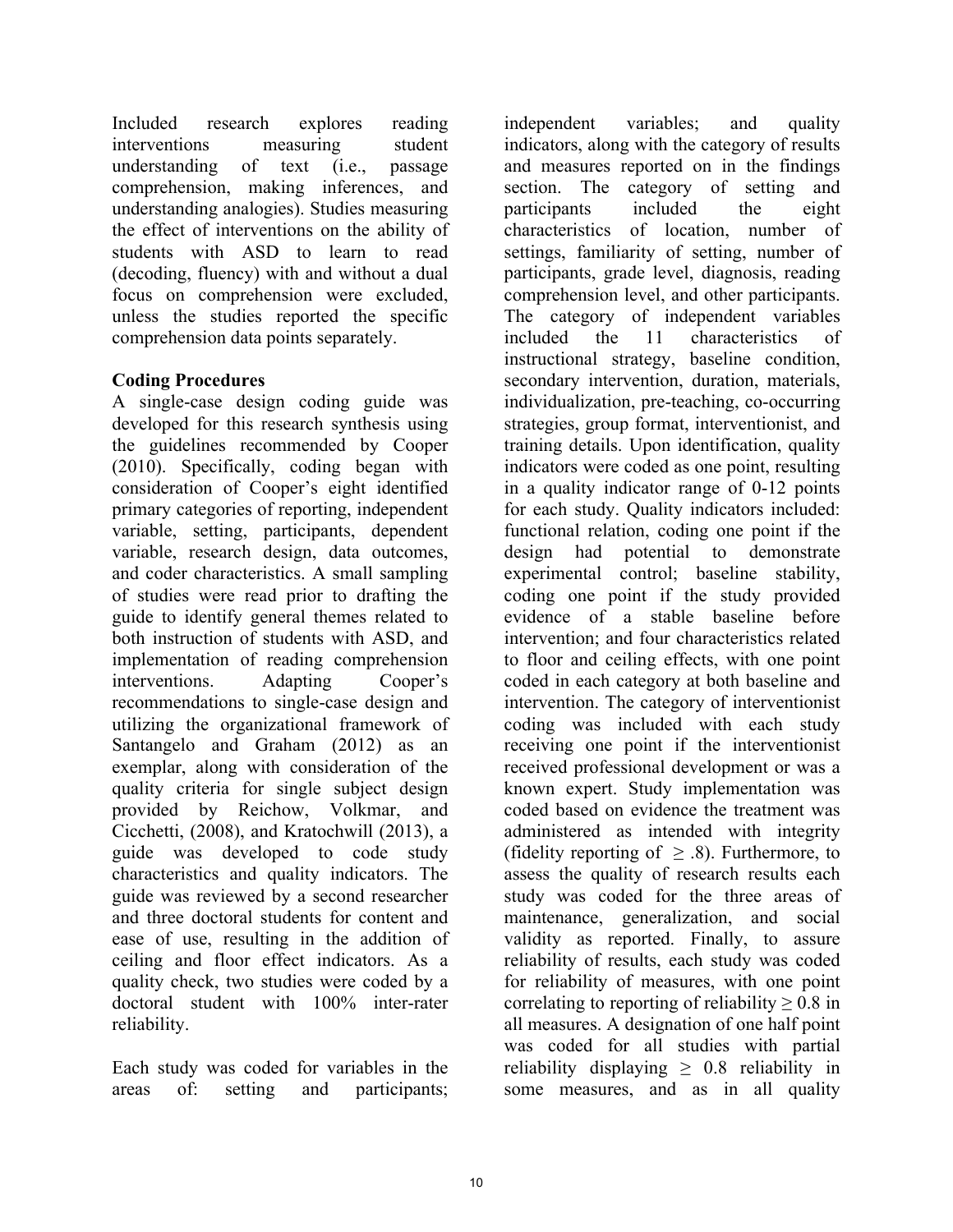Included research explores reading interventions measuring student understanding of text (i.e., passage comprehension, making inferences, and understanding analogies). Studies measuring the effect of interventions on the ability of students with ASD to learn to read (decoding, fluency) with and without a dual focus on comprehension were excluded, unless the studies reported the specific comprehension data points separately.

**Coding Procedures**

A single-case design coding guide was developed for this research synthesis using the guidelines recommended by Cooper (2010). Specifically, coding began with consideration of Cooper's eight identified primary categories of reporting, independent variable, setting, participants, dependent variable, research design, data outcomes, and coder characteristics. A small sampling of studies were read prior to drafting the guide to identify general themes related to both instruction of students with ASD, and implementation of reading comprehension interventions. Adapting Cooper's recommendations to single-case design and utilizing the organizational framework of Santangelo and Graham (2012) as an exemplar, along with consideration of the quality criteria for single subject design provided by Reichow, Volkmar, and Cicchetti, (2008), and Kratochwill (2013), a guide was developed to code study characteristics and quality indicators. The guide was reviewed by a second researcher and three doctoral students for content and ease of use, resulting in the addition of ceiling and floor effect indicators. As a quality check, two studies were coded by a doctoral student with 100% inter-rater reliability.

Each study was coded for variables in the areas of: setting and participants; independent variables; and quality indicators, along with the category of results and measures reported on in the findings section. The category of setting and participants included the eight characteristics of location, number of settings, familiarity of setting, number of participants, grade level, diagnosis, reading comprehension level, and other participants. The category of independent variables included the 11 characteristics of instructional strategy, baseline condition, secondary intervention, duration, materials, individualization, pre-teaching, co-occurring strategies, group format, interventionist, and training details. Upon identification, quality indicators were coded as one point, resulting in a quality indicator range of 0-12 points for each study. Quality indicators included: functional relation, coding one point if the design had potential to demonstrate experimental control; baseline stability, coding one point if the study provided evidence of a stable baseline before intervention; and four characteristics related to floor and ceiling effects, with one point coded in each category at both baseline and intervention. The category of interventionist coding was included with each study receiving one point if the interventionist received professional development or was a known expert. Study implementation was coded based on evidence the treatment was administered as intended with integrity (fidelity reporting of $\geq .8$). Furthermore, to assess the quality of research results each study was coded for the three areas of maintenance, generalization, and social validity as reported. Finally, to assure reliability of results, each study was coded for reliability of measures, with one point correlating to reporting of reliability $\geq 0.8$ in all measures. A designation of one half point was coded for all studies with partial reliability displaying $\geq 0.8$ reliability in some measures, and as in all quality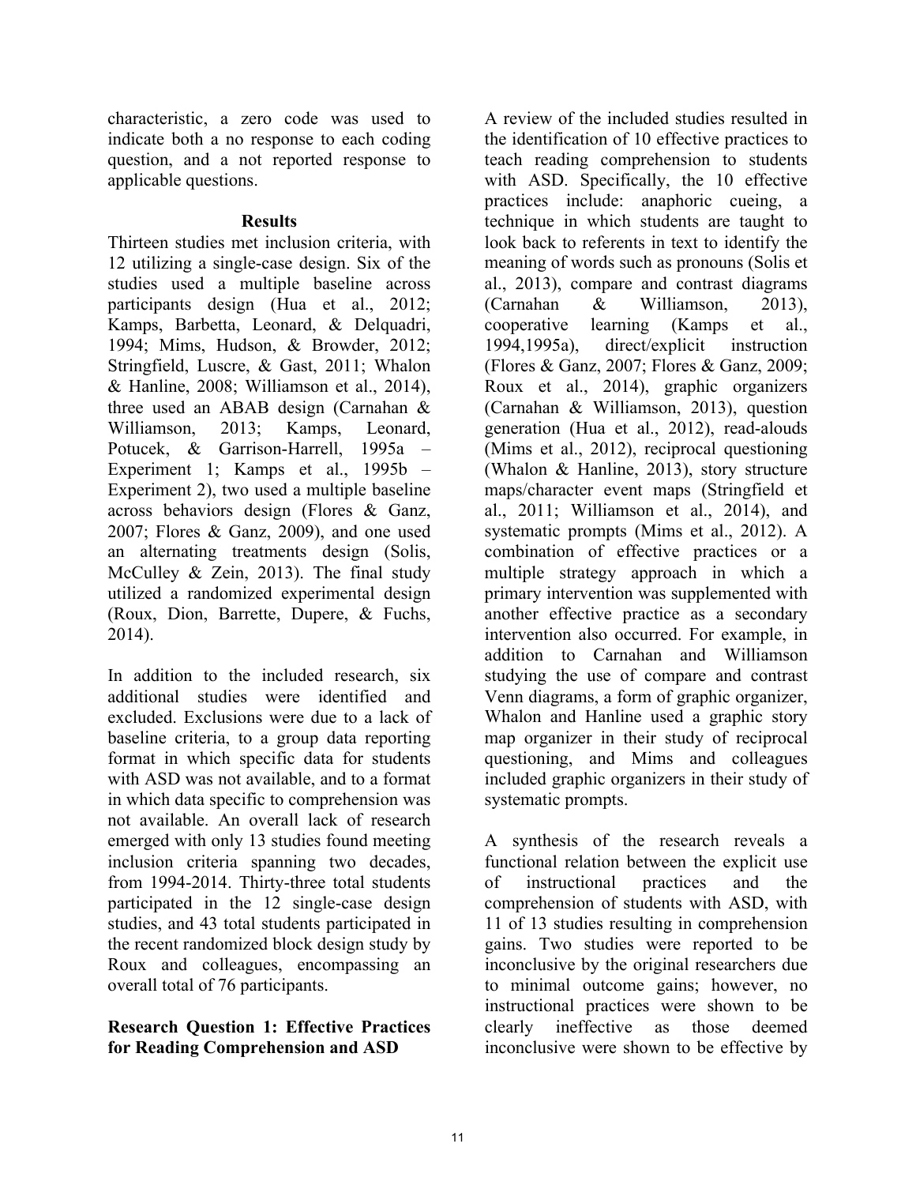characteristic, a zero code was used to indicate both a no response to each coding question, and a not reported response to applicable questions.

## Results

Thirteen studies met inclusion criteria, with 12 utilizing a single-case design. Six of the studies used a multiple baseline across participants design (Hua et al., 2012; Kamps, Barbetta, Leonard, & Delquadri, 1994; Mims, Hudson, & Browder, 2012; Stringfield, Luscre, & Gast, 2011; Whalon & Hanline, 2008; Williamson et al., 2014), three used an ABAB design (Carnahan & Williamson, 2013; Kamps, Leonard, Potucek, & Garrison-Harrell, 1995a – Experiment 1; Kamps et al., 1995b – Experiment 2), two used a multiple baseline across behaviors design (Flores & Ganz, 2007; Flores & Ganz, 2009), and one used an alternating treatments design (Solis, McCulley & Zein, 2013). The final study utilized a randomized experimental design (Roux, Dion, Barrette, Dupere, & Fuchs, 2014).

In addition to the included research, six additional studies were identified and excluded. Exclusions were due to a lack of baseline criteria, to a group data reporting format in which specific data for students with ASD was not available, and to a format in which data specific to comprehension was not available. An overall lack of research emerged with only 13 studies found meeting inclusion criteria spanning two decades, from 1994-2014. Thirty-three total students participated in the 12 single-case design studies, and 43 total students participated in the recent randomized block design study by Roux and colleagues, encompassing an overall total of 76 participants.

### Research Question 1: Effective Practices for Reading Comprehension and ASD

A review of the included studies resulted in the identification of 10 effective practices to teach reading comprehension to students with ASD. Specifically, the 10 effective practices include: anaphoric cueing, a technique in which students are taught to look back to referents in text to identify the meaning of words such as pronouns (Solis et al., 2013), compare and contrast diagrams (Carnahan & Williamson, 2013), cooperative learning (Kamps et al., 1994,1995a), direct/explicit instruction (Flores & Ganz, 2007; Flores & Ganz, 2009; Roux et al., 2014), graphic organizers (Carnahan & Williamson, 2013), question generation (Hua et al., 2012), read-alouds (Mims et al., 2012), reciprocal questioning (Whalon & Hanline, 2013), story structure maps/character event maps (Stringfield et al., 2011; Williamson et al., 2014), and systematic prompts (Mims et al., 2012). A combination of effective practices or a multiple strategy approach in which a primary intervention was supplemented with another effective practice as a secondary intervention also occurred. For example, in addition to Carnahan and Williamson studying the use of compare and contrast Venn diagrams, a form of graphic organizer, Whalon and Hanline used a graphic story map organizer in their study of reciprocal questioning, and Mims and colleagues included graphic organizers in their study of systematic prompts.

A synthesis of the research reveals a functional relation between the explicit use of instructional practices and the comprehension of students with ASD, with 11 of 13 studies resulting in comprehension gains. Two studies were reported to be inconclusive by the original researchers due to minimal outcome gains; however, no instructional practices were shown to be clearly ineffective as those deemed inconclusive were shown to be effective by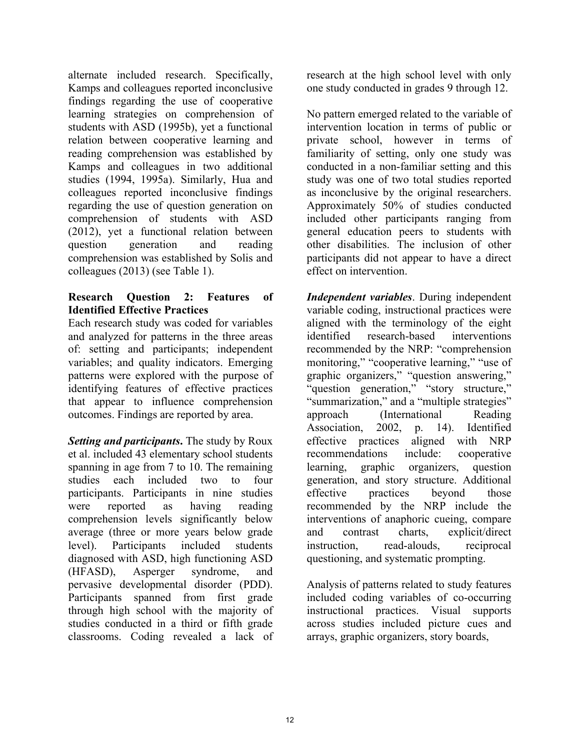alternate included research. Specifically, Kamps and colleagues reported inconclusive findings regarding the use of cooperative learning strategies on comprehension of students with ASD (1995b), yet a functional relation between cooperative learning and reading comprehension was established by Kamps and colleagues in two additional studies (1994, 1995a). Similarly, Hua and colleagues reported inconclusive findings regarding the use of question generation on comprehension of students with ASD (2012), yet a functional relation between question generation and reading comprehension was established by Solis and colleagues (2013) (see Table 1).

**Research Question 2: Features of Identified Effective Practices**

Each research study was coded for variables and analyzed for patterns in the three areas of: setting and participants; independent variables; and quality indicators. Emerging patterns were explored with the purpose of identifying features of effective practices that appear to influence comprehension outcomes. Findings are reported by area.

***Setting and participants*.** The study by Roux et al. included 43 elementary school students spanning in age from 7 to 10. The remaining studies each included two to four participants. Participants in nine studies were reported as having reading comprehension levels significantly below average (three or more years below grade level). Participants included students diagnosed with ASD, high functioning ASD (HFASD), Asperger syndrome, and pervasive developmental disorder (PDD). Participants spanned from first grade through high school with the majority of studies conducted in a third or fifth grade classrooms. Coding revealed a lack of research at the high school level with only one study conducted in grades 9 through 12.

No pattern emerged related to the variable of intervention location in terms of public or private school, however in terms of familiarity of setting, only one study was conducted in a non-familiar setting and this study was one of two total studies reported as inconclusive by the original researchers. Approximately 50% of studies conducted included other participants ranging from general education peers to students with other disabilities. The inclusion of other participants did not appear to have a direct effect on intervention.

***Independent variables*.** During independent variable coding, instructional practices were aligned with the terminology of the eight identified research-based interventions recommended by the NRP: "comprehension monitoring," "cooperative learning," "use of graphic organizers," "question answering," "question generation," "story structure," "summarization," and a "multiple strategies" approach (International Reading Association, 2002, p. 14). Identified effective practices aligned with NRP recommendations include: cooperative learning, graphic organizers, question generation, and story structure. Additional effective practices beyond those recommended by the NRP include the interventions of anaphoric cueing, compare and contrast charts, explicit/direct instruction, read-alouds, reciprocal questioning, and systematic prompting.

Analysis of patterns related to study features included coding variables of co-occurring instructional practices. Visual supports across studies included picture cues and arrays, graphic organizers, story boards,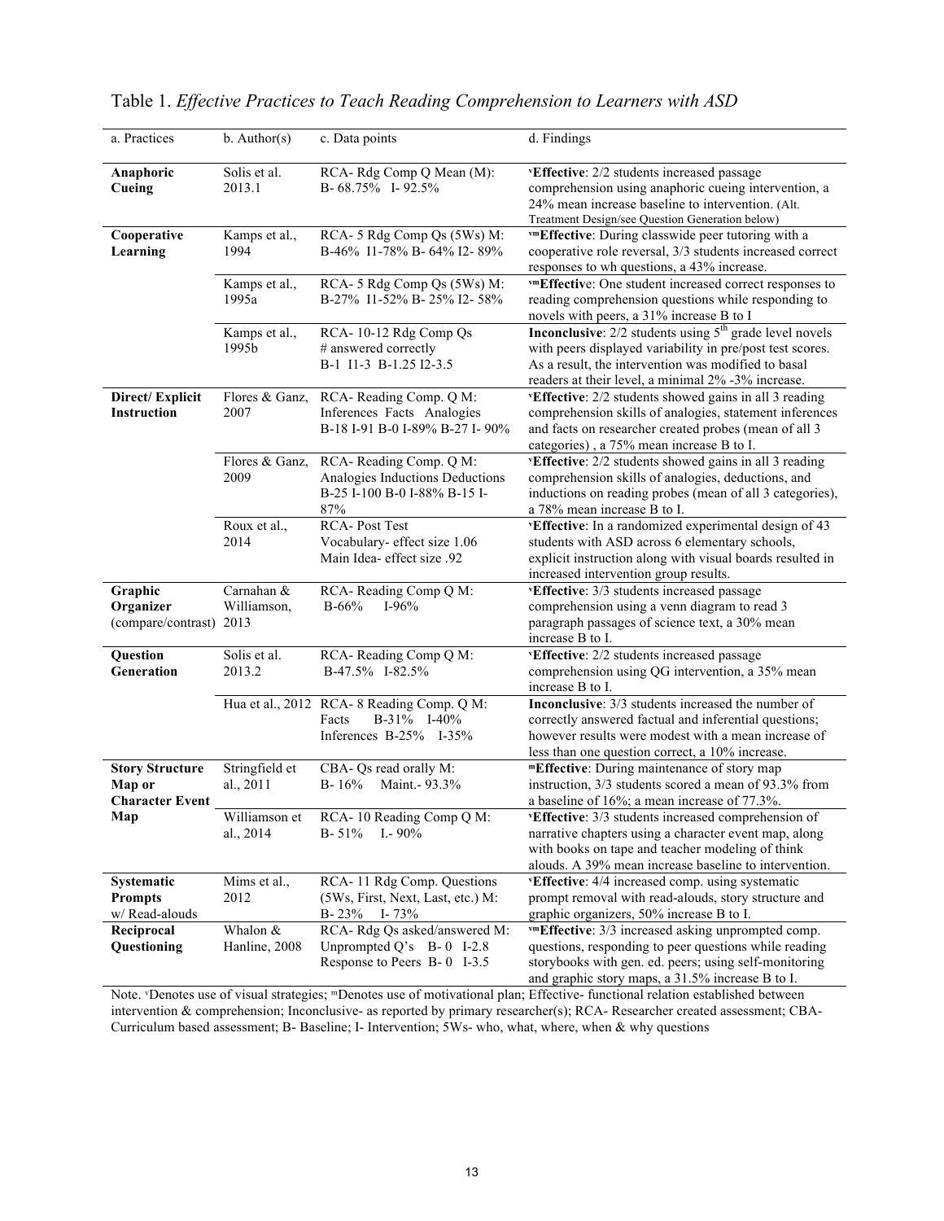Table 1. *Effective Practices to Teach Reading Comprehension to Learners with ASD*

| a. Practices | b. Author(s) | c. Data points | d. Findings |
|---|---|---|---|
| **Anaphoric Cueing** | Solis et al. 2013.1 | RCA- Rdg Comp Q Mean (M): B- 68.75% I- 92.5% | [v]**Effective**: 2/2 students increased passage comprehension using anaphoric cueing intervention, a 24% mean increase baseline to intervention. (Alt. Treatment Design/see Question Generation below) |
| **Cooperative Learning** | Kamps et al., 1994 | RCA- 5 Rdg Comp Qs (5Ws) M: B-46% I1-78% B- 64% I2- 89% | [vm]**Effective**: During classwide peer tutoring with a cooperative role reversal, 3/3 students increased correct responses to wh questions, a 43% increase. |
| | Kamps et al., 1995a | RCA- 5 Rdg Comp Qs (5Ws) M: B-27% I1-52% B- 25% I2- 58% | [vm]**Effective**: One student increased correct responses to reading comprehension questions while responding to novels with peers, a 31% increase B to I |
| | Kamps et al., 1995b | RCA- 10-12 Rdg Comp Qs # answered correctly B-1 I1-3 B-1.25 I2-3.5 | **Inconclusive**: 2/2 students using 5th grade level novels with peers displayed variability in pre/post test scores. As a result, the intervention was modified to basal readers at their level, a minimal 2% -3% increase. |
| **Direct/ Explicit Instruction** | Flores & Ganz, 2007 | RCA- Reading Comp. Q M: Inferences Facts Analogies B-18 I-91 B-0 I-89% B-27 I- 90% | [v]**Effective**: 2/2 students showed gains in all 3 reading comprehension skills of analogies, statement inferences and facts on researcher created probes (mean of all 3 categories) , a 75% mean increase B to I. |
| | Flores & Ganz, 2009 | RCA- Reading Comp. Q M: Analogies Inductions Deductions B-25 I-100 B-0 I-88% B-15 I-87% | [v]**Effective**: 2/2 students showed gains in all 3 reading comprehension skills of analogies, deductions, and inductions on reading probes (mean of all 3 categories), a 78% mean increase B to I. |
| | Roux et al., 2014 | RCA- Post Test Vocabulary- effect size 1.06 Main Idea- effect size .92 | [v]**Effective**: In a randomized experimental design of 43 students with ASD across 6 elementary schools, explicit instruction along with visual boards resulted in increased intervention group results. |
| **Graphic Organizer** (compare/contrast) | Carnahan & Williamson, 2013 | RCA- Reading Comp Q M: B-66% I-96% | [v]**Effective**: 3/3 students increased passage comprehension using a venn diagram to read 3 paragraph passages of science text, a 30% mean increase B to I. |
| **Question Generation** | Solis et al. 2013.2 | RCA- Reading Comp Q M: B-47.5% I-82.5% | [v]**Effective**: 2/2 students increased passage comprehension using QG intervention, a 35% mean increase B to I. |
| | Hua et al., 2012 | RCA- 8 Reading Comp. Q M: Facts B-31% I-40% Inferences B-25% I-35% | **Inconclusive**: 3/3 students increased the number of correctly answered factual and inferential questions; however results were modest with a mean increase of less than one question correct, a 10% increase. |
| **Story Structure Map or Character Event Map** | Stringfield et al., 2011 | CBA- Qs read orally M: B- 16% Maint.- 93.3% | [m]**Effective**: During maintenance of story map instruction, 3/3 students scored a mean of 93.3% from a baseline of 16%; a mean increase of 77.3%. |
| | Williamson et al., 2014 | RCA- 10 Reading Comp Q M: B- 51% I.- 90% | [v]**Effective**: 3/3 students increased comprehension of narrative chapters using a character event map, along with books on tape and teacher modeling of think alouds. A 39% mean increase baseline to intervention. |
| **Systematic Prompts** w/ Read-alouds | Mims et al., 2012 | RCA- 11 Rdg Comp. Questions (5Ws, First, Next, Last, etc.) M: B- 23% I- 73% | [v]**Effective**: 4/4 increased comp. using systematic prompt removal with read-alouds, story structure and graphic organizers, 50% increase B to I. |
| **Reciprocal Questioning** | Whalon & Hanline, 2008 | RCA- Rdg Qs asked/answered M: Unprompted Q's B- 0 I-2.8 Response to Peers B- 0 I-3.5 | [vm]**Effective**: 3/3 increased asking unprompted comp. questions, responding to peer questions while reading storybooks with gen. ed. peers; using self-monitoring and graphic story maps, a 31.5% increase B to I. |

Note. [v]Denotes use of visual strategies; [m]Denotes use of motivational plan; Effective- functional relation established between intervention & comprehension; Inconclusive- as reported by primary researcher(s); RCA- Researcher created assessment; CBA- Curriculum based assessment; B- Baseline; I- Intervention; 5Ws- who, what, where, when & why questions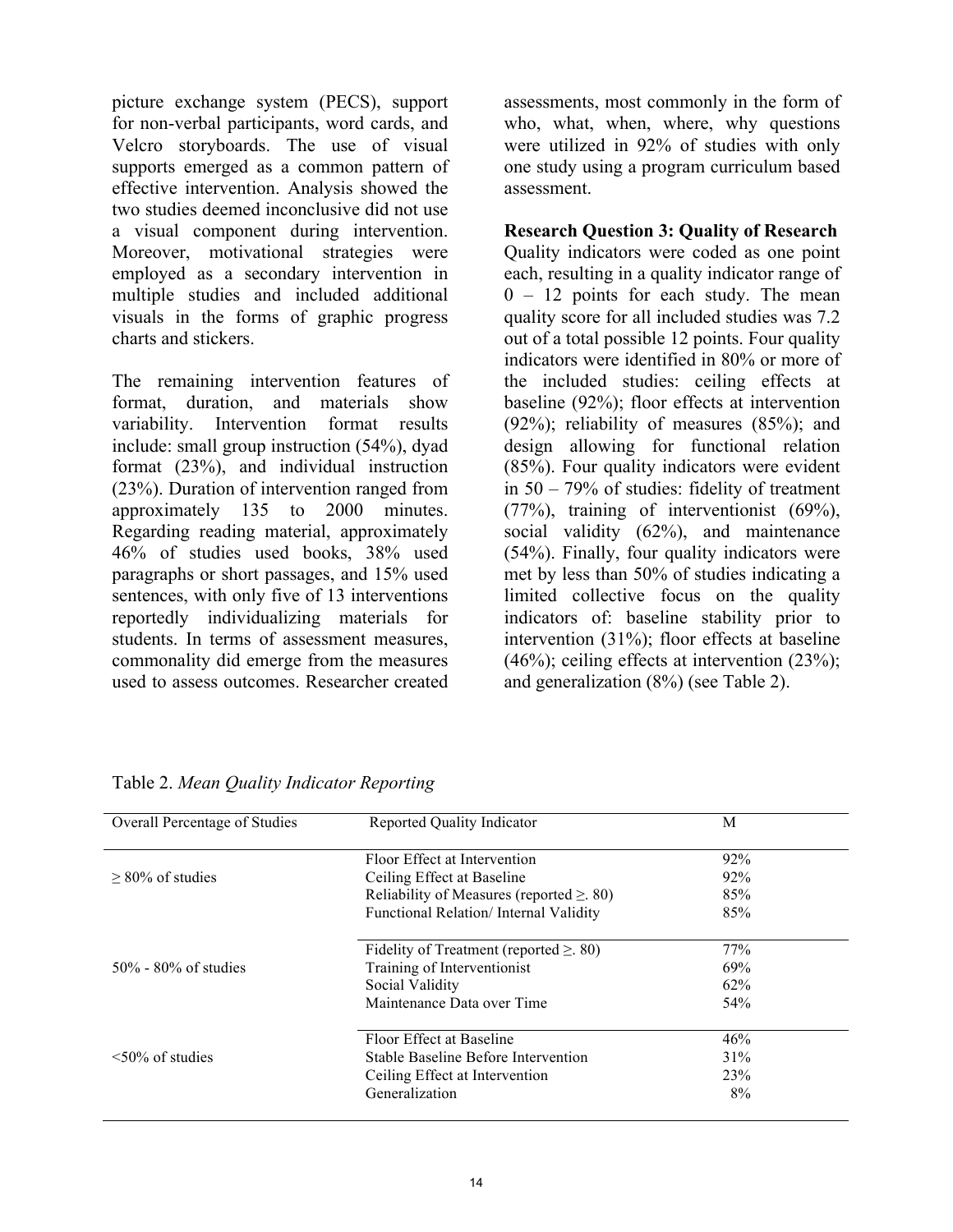picture exchange system (PECS), support for non-verbal participants, word cards, and Velcro storyboards. The use of visual supports emerged as a common pattern of effective intervention. Analysis showed the two studies deemed inconclusive did not use a visual component during intervention. Moreover, motivational strategies were employed as a secondary intervention in multiple studies and included additional visuals in the forms of graphic progress charts and stickers.

The remaining intervention features of format, duration, and materials show variability. Intervention format results include: small group instruction (54%), dyad format (23%), and individual instruction (23%). Duration of intervention ranged from approximately 135 to 2000 minutes. Regarding reading material, approximately 46% of studies used books, 38% used paragraphs or short passages, and 15% used sentences, with only five of 13 interventions reportedly individualizing materials for students. In terms of assessment measures, commonality did emerge from the measures used to assess outcomes. Researcher created assessments, most commonly in the form of who, what, when, where, why questions were utilized in 92% of studies with only one study using a program curriculum based assessment.

**Research Question 3: Quality of Research**

Quality indicators were coded as one point each, resulting in a quality indicator range of 0 – 12 points for each study. The mean quality score for all included studies was 7.2 out of a total possible 12 points. Four quality indicators were identified in 80% or more of the included studies: ceiling effects at baseline (92%); floor effects at intervention (92%); reliability of measures (85%); and design allowing for functional relation (85%). Four quality indicators were evident in 50 – 79% of studies: fidelity of treatment (77%), training of interventionist (69%), social validity (62%), and maintenance (54%). Finally, four quality indicators were met by less than 50% of studies indicating a limited collective focus on the quality indicators of: baseline stability prior to intervention (31%); floor effects at baseline (46%); ceiling effects at intervention (23%); and generalization (8%) (see Table 2).

Table 2. *Mean Quality Indicator Reporting*

| Overall Percentage of Studies | Reported Quality Indicator | M |
|---|---|---|
| ≥ 80% of studies | Floor Effect at Intervention | 92% |
| | Ceiling Effect at Baseline | 92% |
| | Reliability of Measures (reported ≥. 80) | 85% |
| | Functional Relation/ Internal Validity | 85% |
| 50% - 80% of studies | Fidelity of Treatment (reported ≥. 80) | 77% |
| | Training of Interventionist | 69% |
| | Social Validity | 62% |
| | Maintenance Data over Time | 54% |
| <50% of studies | Floor Effect at Baseline | 46% |
| | Stable Baseline Before Intervention | 31% |
| | Ceiling Effect at Intervention | 23% |
| | Generalization | 8% |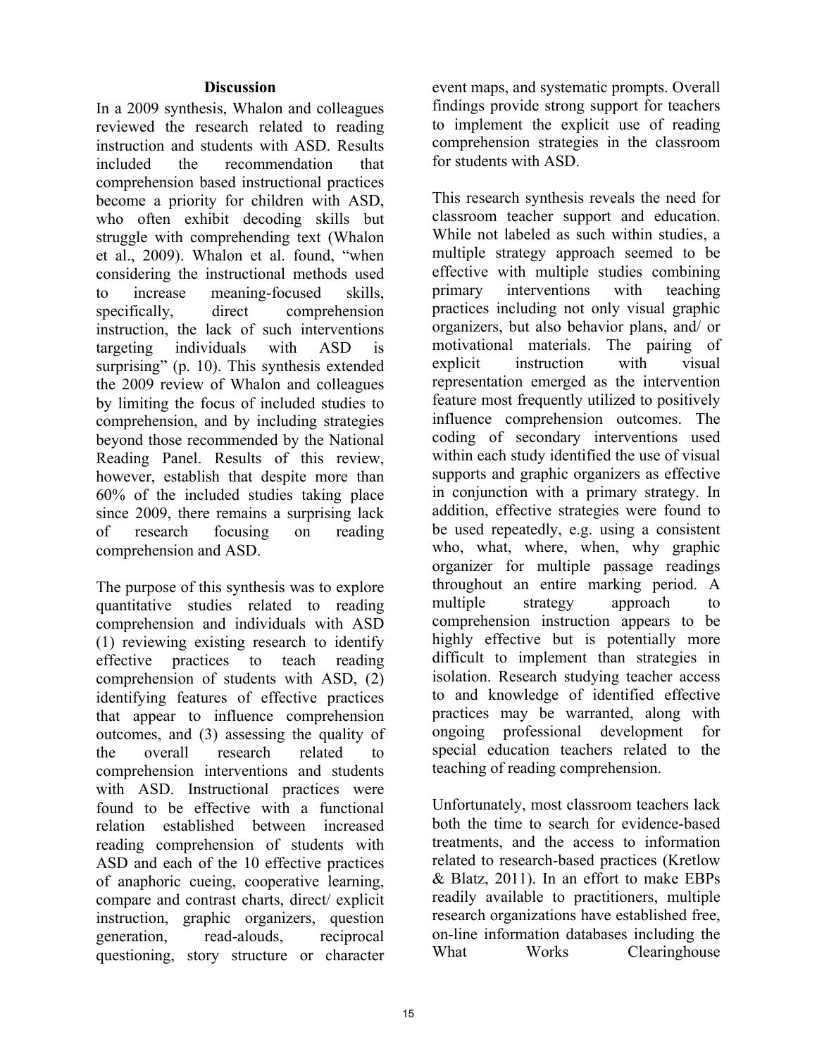## Discussion

In a 2009 synthesis, Whalon and colleagues reviewed the research related to reading instruction and students with ASD. Results included the recommendation that comprehension based instructional practices become a priority for children with ASD, who often exhibit decoding skills but struggle with comprehending text (Whalon et al., 2009). Whalon et al. found, "when considering the instructional methods used to increase meaning-focused skills, specifically, direct comprehension instruction, the lack of such interventions targeting individuals with ASD is surprising" (p. 10). This synthesis extended the 2009 review of Whalon and colleagues by limiting the focus of included studies to comprehension, and by including strategies beyond those recommended by the National Reading Panel. Results of this review, however, establish that despite more than 60% of the included studies taking place since 2009, there remains a surprising lack of research focusing on reading comprehension and ASD.

The purpose of this synthesis was to explore quantitative studies related to reading comprehension and individuals with ASD (1) reviewing existing research to identify effective practices to teach reading comprehension of students with ASD, (2) identifying features of effective practices that appear to influence comprehension outcomes, and (3) assessing the quality of the overall research related to comprehension interventions and students with ASD. Instructional practices were found to be effective with a functional relation established between increased reading comprehension of students with ASD and each of the 10 effective practices of anaphoric cueing, cooperative learning, compare and contrast charts, direct/ explicit instruction, graphic organizers, question generation, read-alouds, reciprocal questioning, story structure or character event maps, and systematic prompts. Overall findings provide strong support for teachers to implement the explicit use of reading comprehension strategies in the classroom for students with ASD.

This research synthesis reveals the need for classroom teacher support and education. While not labeled as such within studies, a multiple strategy approach seemed to be effective with multiple studies combining primary interventions with teaching practices including not only visual graphic organizers, but also behavior plans, and/ or motivational materials. The pairing of explicit instruction with visual representation emerged as the intervention feature most frequently utilized to positively influence comprehension outcomes. The coding of secondary interventions used within each study identified the use of visual supports and graphic organizers as effective in conjunction with a primary strategy. In addition, effective strategies were found to be used repeatedly, e.g. using a consistent who, what, where, when, why graphic organizer for multiple passage readings throughout an entire marking period. A multiple strategy approach to comprehension instruction appears to be highly effective but is potentially more difficult to implement than strategies in isolation. Research studying teacher access to and knowledge of identified effective practices may be warranted, along with ongoing professional development for special education teachers related to the teaching of reading comprehension.

Unfortunately, most classroom teachers lack both the time to search for evidence-based treatments, and the access to information related to research-based practices (Kretlow & Blatz, 2011). In an effort to make EBPs readily available to practitioners, multiple research organizations have established free, on-line information databases including the What Works Clearinghouse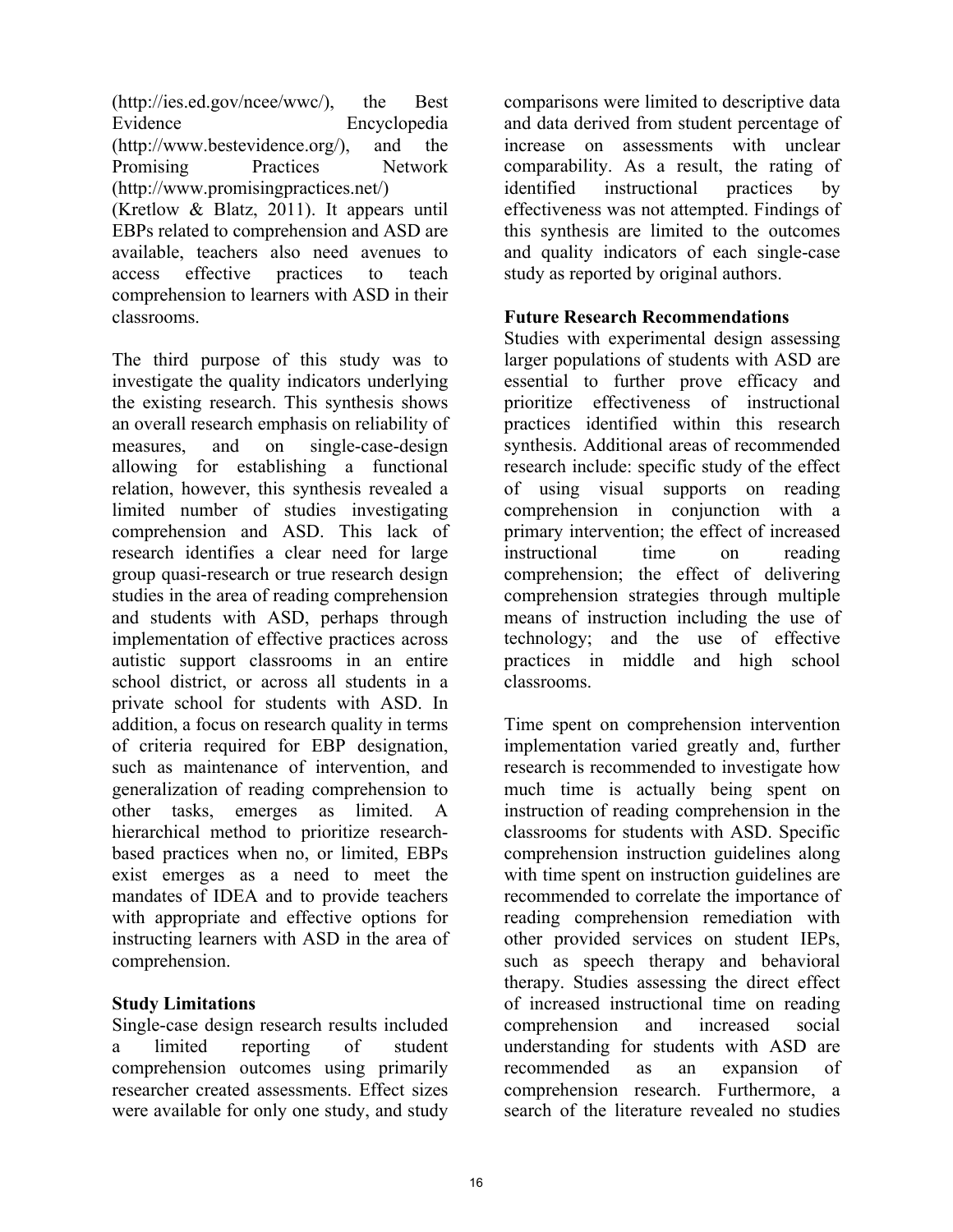(http://ies.ed.gov/ncee/wwc/), the Best Evidence Encyclopedia (http://www.bestevidence.org/), and the Promising Practices Network (http://www.promisingpractices.net/) (Kretlow & Blatz, 2011). It appears until EBPs related to comprehension and ASD are available, teachers also need avenues to access effective practices to teach comprehension to learners with ASD in their classrooms.

The third purpose of this study was to investigate the quality indicators underlying the existing research. This synthesis shows an overall research emphasis on reliability of measures, and on single-case-design allowing for establishing a functional relation, however, this synthesis revealed a limited number of studies investigating comprehension and ASD. This lack of research identifies a clear need for large group quasi-research or true research design studies in the area of reading comprehension and students with ASD, perhaps through implementation of effective practices across autistic support classrooms in an entire school district, or across all students in a private school for students with ASD. In addition, a focus on research quality in terms of criteria required for EBP designation, such as maintenance of intervention, and generalization of reading comprehension to other tasks, emerges as limited. A hierarchical method to prioritize research-based practices when no, or limited, EBPs exist emerges as a need to meet the mandates of IDEA and to provide teachers with appropriate and effective options for instructing learners with ASD in the area of comprehension.

**Study Limitations**

Single-case design research results included a limited reporting of student comprehension outcomes using primarily researcher created assessments. Effect sizes were available for only one study, and study comparisons were limited to descriptive data and data derived from student percentage of increase on assessments with unclear comparability. As a result, the rating of identified instructional practices by effectiveness was not attempted. Findings of this synthesis are limited to the outcomes and quality indicators of each single-case study as reported by original authors.

**Future Research Recommendations**

Studies with experimental design assessing larger populations of students with ASD are essential to further prove efficacy and prioritize effectiveness of instructional practices identified within this research synthesis. Additional areas of recommended research include: specific study of the effect of using visual supports on reading comprehension in conjunction with a primary intervention; the effect of increased instructional time on reading comprehension; the effect of delivering comprehension strategies through multiple means of instruction including the use of technology; and the use of effective practices in middle and high school classrooms.

Time spent on comprehension intervention implementation varied greatly and, further research is recommended to investigate how much time is actually being spent on instruction of reading comprehension in the classrooms for students with ASD. Specific comprehension instruction guidelines along with time spent on instruction guidelines are recommended to correlate the importance of reading comprehension remediation with other provided services on student IEPs, such as speech therapy and behavioral therapy. Studies assessing the direct effect of increased instructional time on reading comprehension and increased social understanding for students with ASD are recommended as an expansion of comprehension research. Furthermore, a search of the literature revealed no studies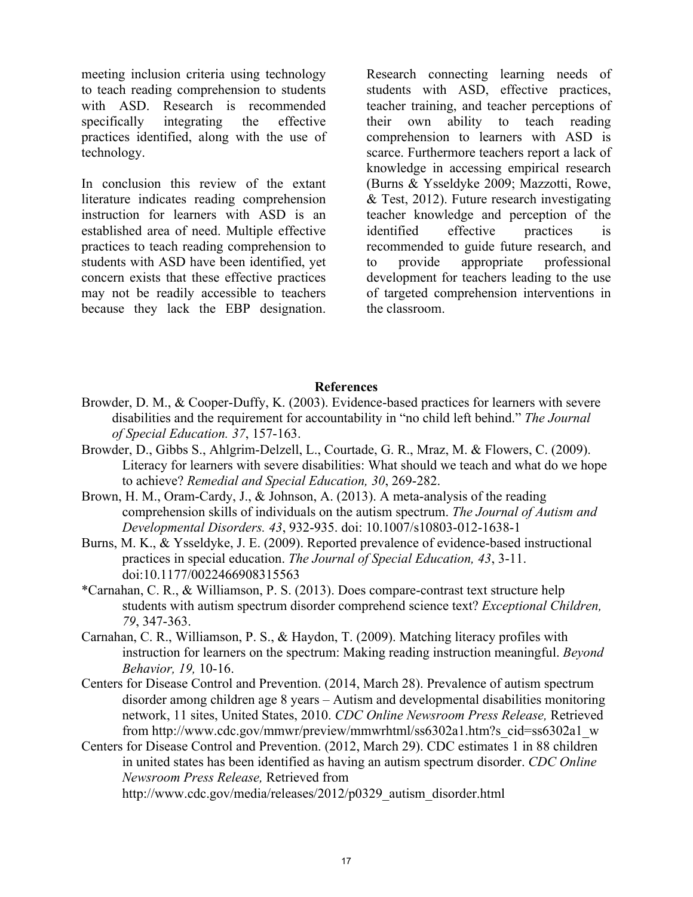meeting inclusion criteria using technology to teach reading comprehension to students with ASD. Research is recommended specifically integrating the effective practices identified, along with the use of technology.

In conclusion this review of the extant literature indicates reading comprehension instruction for learners with ASD is an established area of need. Multiple effective practices to teach reading comprehension to students with ASD have been identified, yet concern exists that these effective practices may not be readily accessible to teachers because they lack the EBP designation. Research connecting learning needs of students with ASD, effective practices, teacher training, and teacher perceptions of their own ability to teach reading comprehension to learners with ASD is scarce. Furthermore teachers report a lack of knowledge in accessing empirical research (Burns & Ysseldyke 2009; Mazzotti, Rowe, & Test, 2012). Future research investigating teacher knowledge and perception of the identified effective practices is recommended to guide future research, and to provide appropriate professional development for teachers leading to the use of targeted comprehension interventions in the classroom.

## References

Browder, D. M., & Cooper-Duffy, K. (2003). Evidence-based practices for learners with severe disabilities and the requirement for accountability in "no child left behind." *The Journal of Special Education. 37*, 157-163.

Browder, D., Gibbs S., Ahlgrim-Delzell, L., Courtade, G. R., Mraz, M. & Flowers, C. (2009). Literacy for learners with severe disabilities: What should we teach and what do we hope to achieve? *Remedial and Special Education, 30*, 269-282.

Brown, H. M., Oram-Cardy, J., & Johnson, A. (2013). A meta-analysis of the reading comprehension skills of individuals on the autism spectrum. *The Journal of Autism and Developmental Disorders. 43*, 932-935. doi: 10.1007/s10803-012-1638-1

Burns, M. K., & Ysseldyke, J. E. (2009). Reported prevalence of evidence-based instructional practices in special education. *The Journal of Special Education, 43*, 3-11. doi:10.1177/0022466908315563

*Carnahan, C. R., & Williamson, P. S. (2013). Does compare-contrast text structure help students with autism spectrum disorder comprehend science text? *Exceptional Children, 79*, 347-363.

Carnahan, C. R., Williamson, P. S., & Haydon, T. (2009). Matching literacy profiles with instruction for learners on the spectrum: Making reading instruction meaningful. *Beyond Behavior, 19,* 10-16.

Centers for Disease Control and Prevention. (2014, March 28). Prevalence of autism spectrum disorder among children age 8 years – Autism and developmental disabilities monitoring network, 11 sites, United States, 2010. *CDC Online Newsroom Press Release,* Retrieved from http://www.cdc.gov/mmwr/preview/mmwrhtml/ss6302a1.htm?s_cid=ss6302a1_w

Centers for Disease Control and Prevention. (2012, March 29). CDC estimates 1 in 88 children in united states has been identified as having an autism spectrum disorder. *CDC Online Newsroom Press Release,* Retrieved from http://www.cdc.gov/media/releases/2012/p0329_autism_disorder.html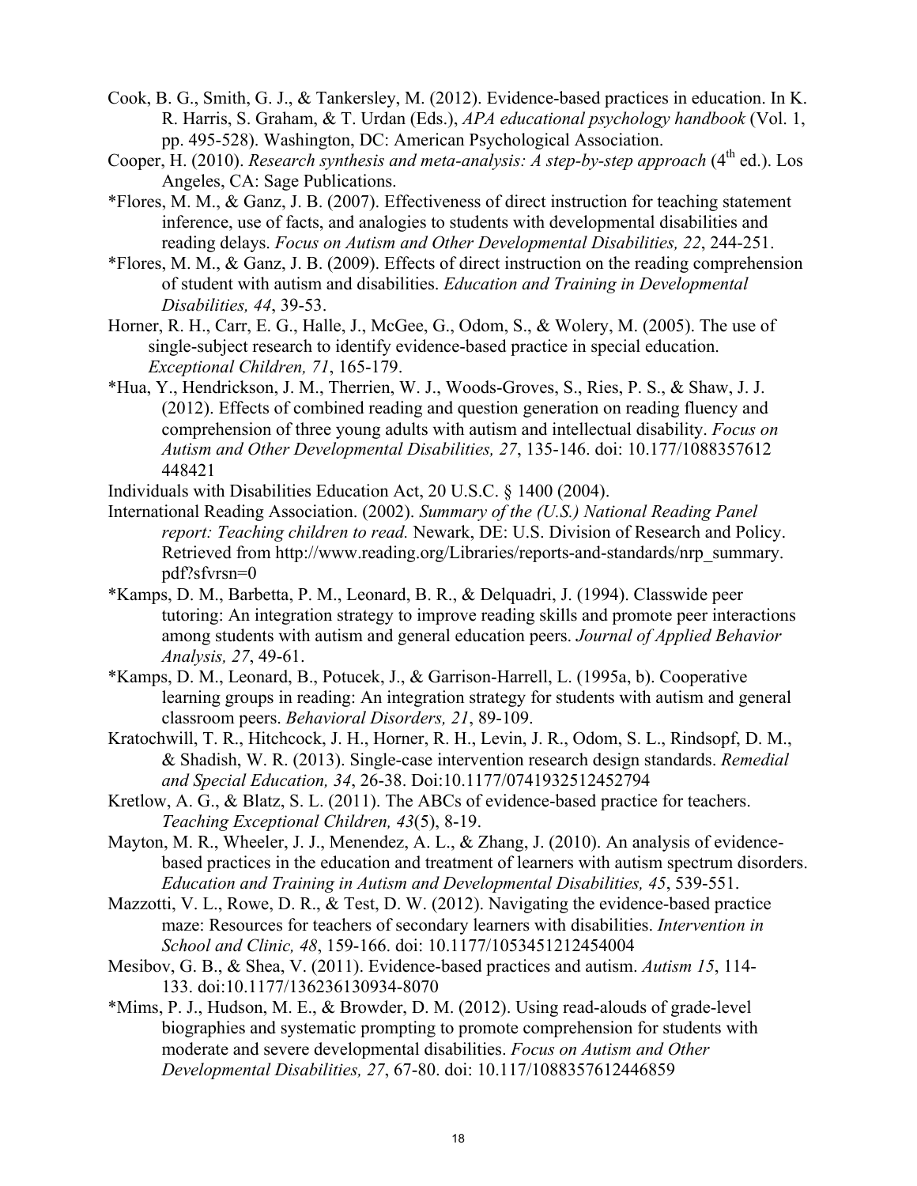Cook, B. G., Smith, G. J., & Tankersley, M. (2012). Evidence-based practices in education. In K. R. Harris, S. Graham, & T. Urdan (Eds.), *APA educational psychology handbook* (Vol. 1, pp. 495-528). Washington, DC: American Psychological Association.

Cooper, H. (2010). *Research synthesis and meta-analysis: A step-by-step approach* (4th ed.). Los Angeles, CA: Sage Publications.

*Flores, M. M., & Ganz, J. B. (2007). Effectiveness of direct instruction for teaching statement inference, use of facts, and analogies to students with developmental disabilities and reading delays. *Focus on Autism and Other Developmental Disabilities, 22*, 244-251.

*Flores, M. M., & Ganz, J. B. (2009). Effects of direct instruction on the reading comprehension of student with autism and disabilities. *Education and Training in Developmental Disabilities, 44*, 39-53.

Horner, R. H., Carr, E. G., Halle, J., McGee, G., Odom, S., & Wolery, M. (2005). The use of single-subject research to identify evidence-based practice in special education. *Exceptional Children, 71*, 165-179.

*Hua, Y., Hendrickson, J. M., Therrien, W. J., Woods-Groves, S., Ries, P. S., & Shaw, J. J. (2012). Effects of combined reading and question generation on reading fluency and comprehension of three young adults with autism and intellectual disability. *Focus on Autism and Other Developmental Disabilities, 27*, 135-146. doi: 10.177/1088357612 448421

Individuals with Disabilities Education Act, 20 U.S.C. § 1400 (2004).

International Reading Association. (2002). *Summary of the (U.S.) National Reading Panel report: Teaching children to read.* Newark, DE: U.S. Division of Research and Policy. Retrieved from http://www.reading.org/Libraries/reports-and-standards/nrp_summary.pdf?sfvrsn=0

*Kamps, D. M., Barbetta, P. M., Leonard, B. R., & Delquadri, J. (1994). Classwide peer tutoring: An integration strategy to improve reading skills and promote peer interactions among students with autism and general education peers. *Journal of Applied Behavior Analysis, 27*, 49-61.

*Kamps, D. M., Leonard, B., Potucek, J., & Garrison-Harrell, L. (1995a, b). Cooperative learning groups in reading: An integration strategy for students with autism and general classroom peers. *Behavioral Disorders, 21*, 89-109.

Kratochwill, T. R., Hitchcock, J. H., Horner, R. H., Levin, J. R., Odom, S. L., Rindsopf, D. M., & Shadish, W. R. (2013). Single-case intervention research design standards. *Remedial and Special Education, 34*, 26-38. Doi:10.1177/0741932512452794

Kretlow, A. G., & Blatz, S. L. (2011). The ABCs of evidence-based practice for teachers. *Teaching Exceptional Children, 43*(5), 8-19.

Mayton, M. R., Wheeler, J. J., Menendez, A. L., & Zhang, J. (2010). An analysis of evidence-based practices in the education and treatment of learners with autism spectrum disorders. *Education and Training in Autism and Developmental Disabilities, 45*, 539-551.

Mazzotti, V. L., Rowe, D. R., & Test, D. W. (2012). Navigating the evidence-based practice maze: Resources for teachers of secondary learners with disabilities. *Intervention in School and Clinic, 48*, 159-166. doi: 10.1177/1053451212454004

Mesibov, G. B., & Shea, V. (2011). Evidence-based practices and autism. *Autism 15*, 114-133. doi:10.1177/136236130934-8070

*Mims, P. J., Hudson, M. E., & Browder, D. M. (2012). Using read-alouds of grade-level biographies and systematic prompting to promote comprehension for students with moderate and severe developmental disabilities. *Focus on Autism and Other Developmental Disabilities, 27*, 67-80. doi: 10.117/1088357612446859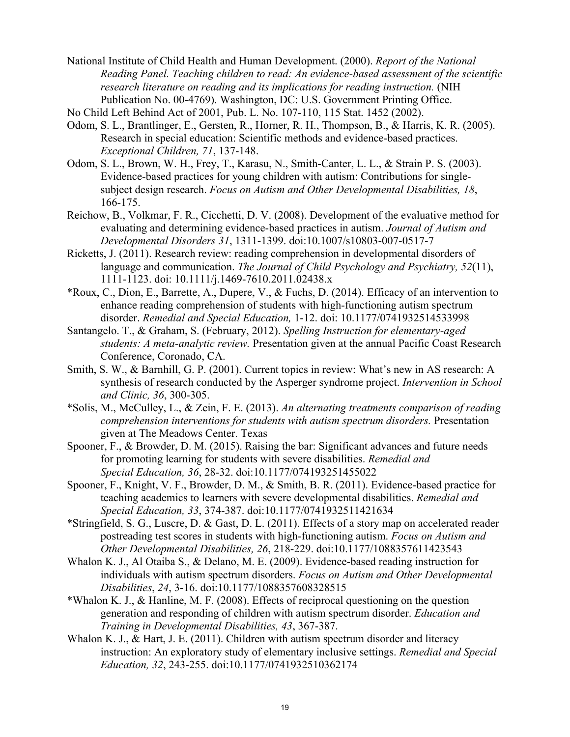National Institute of Child Health and Human Development. (2000). *Report of the National Reading Panel. Teaching children to read: An evidence-based assessment of the scientific research literature on reading and its implications for reading instruction.* (NIH Publication No. 00-4769). Washington, DC: U.S. Government Printing Office.

No Child Left Behind Act of 2001, Pub. L. No. 107-110, 115 Stat. 1452 (2002).

Odom, S. L., Brantlinger, E., Gersten, R., Horner, R. H., Thompson, B., & Harris, K. R. (2005). Research in special education: Scientific methods and evidence-based practices. *Exceptional Children, 71*, 137-148.

Odom, S. L., Brown, W. H., Frey, T., Karasu, N., Smith-Canter, L. L., & Strain P. S. (2003). Evidence-based practices for young children with autism: Contributions for single-subject design research. *Focus on Autism and Other Developmental Disabilities, 18*, 166-175.

Reichow, B., Volkmar, F. R., Cicchetti, D. V. (2008). Development of the evaluative method for evaluating and determining evidence-based practices in autism. *Journal of Autism and Developmental Disorders 31*, 1311-1399. doi:10.1007/s10803-007-0517-7

Ricketts, J. (2011). Research review: reading comprehension in developmental disorders of language and communication. *The Journal of Child Psychology and Psychiatry, 52*(11), 1111-1123. doi: 10.1111/j.1469-7610.2011.02438.x

*Roux, C., Dion, E., Barrette, A., Dupere, V., & Fuchs, D. (2014). Efficacy of an intervention to enhance reading comprehension of students with high-functioning autism spectrum disorder. *Remedial and Special Education,* 1-12. doi: 10.1177/0741932514533998

Santangelo. T., & Graham, S. (February, 2012). *Spelling Instruction for elementary-aged students: A meta-analytic review.* Presentation given at the annual Pacific Coast Research Conference, Coronado, CA.

Smith, S. W., & Barnhill, G. P. (2001). Current topics in review: What's new in AS research: A synthesis of research conducted by the Asperger syndrome project. *Intervention in School and Clinic, 36*, 300-305.

*Solis, M., McCulley, L., & Zein, F. E. (2013). *An alternating treatments comparison of reading comprehension interventions for students with autism spectrum disorders.* Presentation given at The Meadows Center. Texas

Spooner, F., & Browder, D. M. (2015). Raising the bar: Significant advances and future needs for promoting learning for students with severe disabilities. *Remedial and Special Education, 36*, 28-32. doi:10.1177/074193251455022

Spooner, F., Knight, V. F., Browder, D. M., & Smith, B. R. (2011). Evidence-based practice for teaching academics to learners with severe developmental disabilities. *Remedial and Special Education, 33*, 374-387. doi:10.1177/0741932511421634

*Stringfield, S. G., Luscre, D. & Gast, D. L. (2011). Effects of a story map on accelerated reader postreading test scores in students with high-functioning autism. *Focus on Autism and Other Developmental Disabilities, 26*, 218-229. doi:10.1177/1088357611423543

Whalon K. J., Al Otaiba S., & Delano, M. E. (2009). Evidence-based reading instruction for individuals with autism spectrum disorders. *Focus on Autism and Other Developmental Disabilities*, *24*, 3-16. doi:10.1177/1088357608328515

*Whalon K. J., & Hanline, M. F. (2008). Effects of reciprocal questioning on the question generation and responding of children with autism spectrum disorder. *Education and Training in Developmental Disabilities, 43*, 367-387.

Whalon K. J., & Hart, J. E. (2011). Children with autism spectrum disorder and literacy instruction: An exploratory study of elementary inclusive settings. *Remedial and Special Education, 32*, 243-255. doi:10.1177/0741932510362174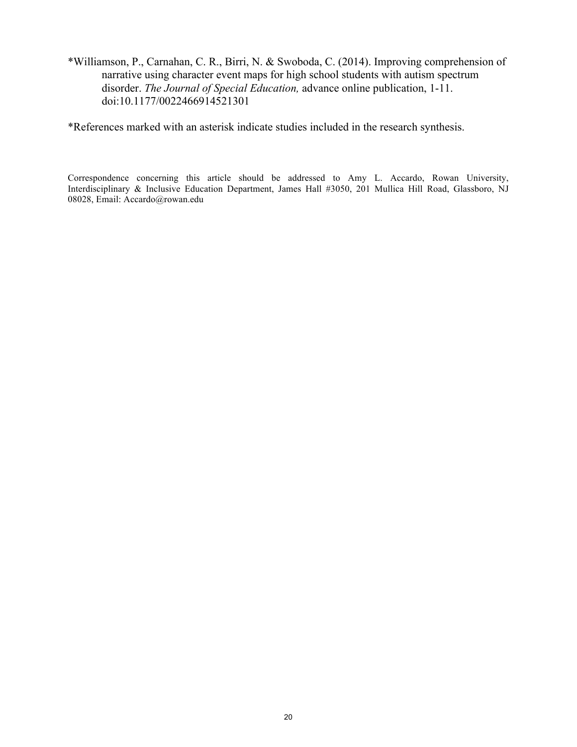*Williamson, P., Carnahan, C. R., Birri, N. & Swoboda, C. (2014). Improving comprehension of narrative using character event maps for high school students with autism spectrum disorder. *The Journal of Special Education,* advance online publication, 1-11. doi:10.1177/0022466914521301

*References marked with an asterisk indicate studies included in the research synthesis.

Correspondence concerning this article should be addressed to Amy L. Accardo, Rowan University, Interdisciplinary & Inclusive Education Department, James Hall #3050, 201 Mullica Hill Road, Glassboro, NJ 08028, Email: Accardo@rowan.edu